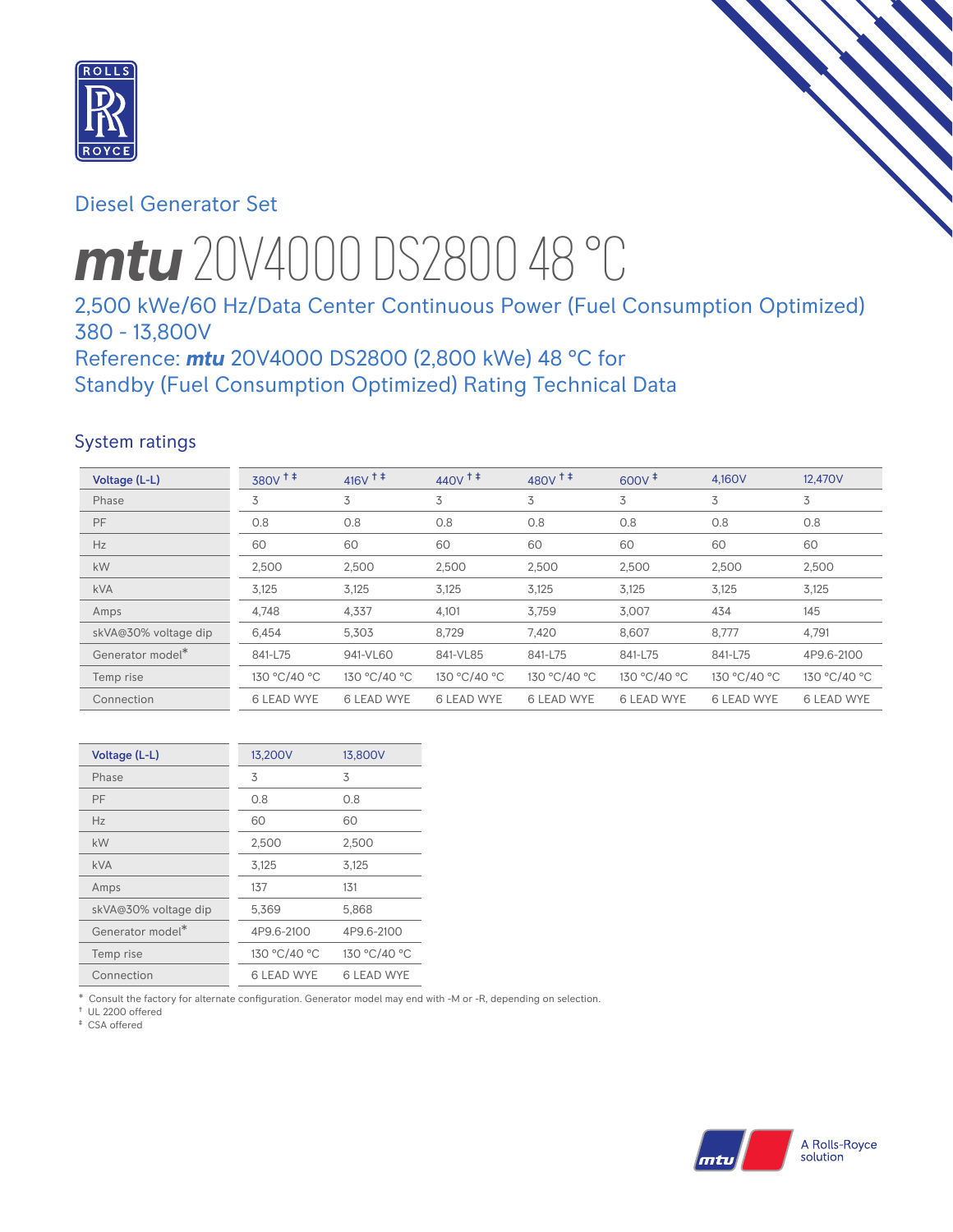Diesel Generator Set

# *mtu* 20V4000 DS2800 48 °C

## 2,500 kWe/60 Hz/Data Center Continuous Power (Fuel Consumption Optimized) 380 - 13,800V

## Reference: *mtu* 20V4000 DS2800 (2,800 kWe) 48 °C for Standby (Fuel Consumption Optimized) Rating Technical Data

### System ratings

| Voltage (L-L) | 380V † ‡ | 416V † ‡ | 440V † ‡ | 480V † ‡ | 600V ‡ | 4,160V | 12,470V |
|---|---|---|---|---|---|---|---|
| Phase | 3 | 3 | 3 | 3 | 3 | 3 | 3 |
| PF | 0.8 | 0.8 | 0.8 | 0.8 | 0.8 | 0.8 | 0.8 |
| Hz | 60 | 60 | 60 | 60 | 60 | 60 | 60 |
| kW | 2,500 | 2,500 | 2,500 | 2,500 | 2,500 | 2,500 | 2,500 |
| kVA | 3,125 | 3,125 | 3,125 | 3,125 | 3,125 | 3,125 | 3,125 |
| Amps | 4,748 | 4,337 | 4,101 | 3,759 | 3,007 | 434 | 145 |
| skVA@30% voltage dip | 6,454 | 5,303 | 8,729 | 7,420 | 8,607 | 8,777 | 4,791 |
| Generator model* | 841-L75 | 941-VL60 | 841-VL85 | 841-L75 | 841-L75 | 841-L75 | 4P9.6-2100 |
| Temp rise | 130 °C/40 °C | 130 °C/40 °C | 130 °C/40 °C | 130 °C/40 °C | 130 °C/40 °C | 130 °C/40 °C | 130 °C/40 °C |
| Connection | 6 LEAD WYE | 6 LEAD WYE | 6 LEAD WYE | 6 LEAD WYE | 6 LEAD WYE | 6 LEAD WYE | 6 LEAD WYE |

| Voltage (L-L) | 13,200V | 13,800V |
|---|---|---|
| Phase | 3 | 3 |
| PF | 0.8 | 0.8 |
| Hz | 60 | 60 |
| kW | 2,500 | 2,500 |
| kVA | 3,125 | 3,125 |
| Amps | 137 | 131 |
| skVA@30% voltage dip | 5,369 | 5,868 |
| Generator model* | 4P9.6-2100 | 4P9.6-2100 |
| Temp rise | 130 °C/40 °C | 130 °C/40 °C |
| Connection | 6 LEAD WYE | 6 LEAD WYE |

* Consult the factory for alternate configuration. Generator model may end with -M or -R, depending on selection.
† UL 2200 offered
‡ CSA offered

A Rolls-Royce solution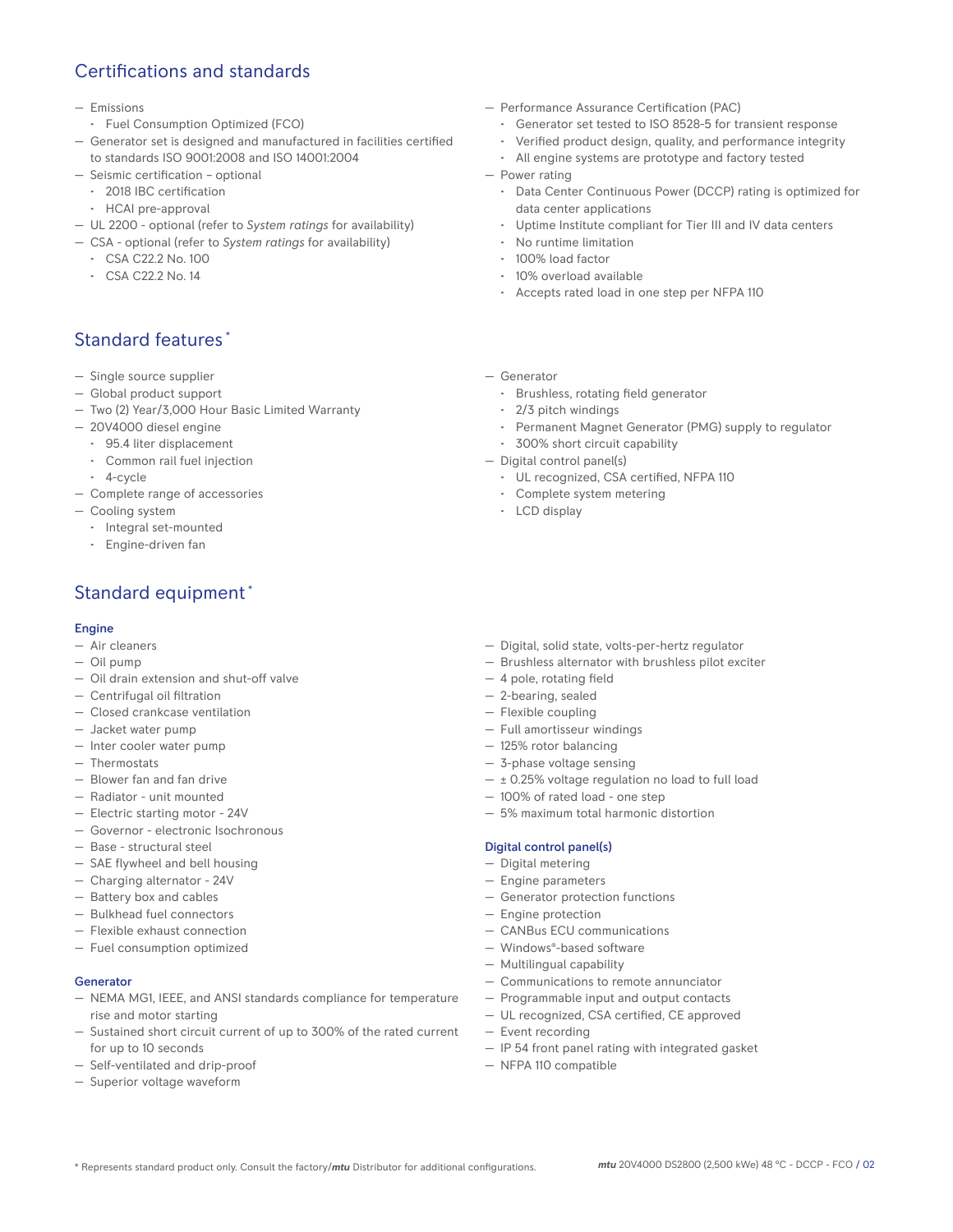## Certifications and standards

- Emissions
  - Fuel Consumption Optimized (FCO)
- Generator set is designed and manufactured in facilities certified to standards ISO 9001:2008 and ISO 14001:2004
- Seismic certification – optional
  - 2018 IBC certification
  - HCAI pre-approval
- UL 2200 - optional (refer to *System ratings* for availability)
- CSA - optional (refer to *System ratings* for availability)
  - CSA C22.2 No. 100
  - CSA C22.2 No. 14
- Performance Assurance Certification (PAC)
  - Generator set tested to ISO 8528-5 for transient response
  - Verified product design, quality, and performance integrity
  - All engine systems are prototype and factory tested
- Power rating
  - Data Center Continuous Power (DCCP) rating is optimized for data center applications
  - Uptime Institute compliant for Tier III and IV data centers
  - No runtime limitation
  - 100% load factor
  - 10% overload available
  - Accepts rated load in one step per NFPA 110

## Standard features*

- Single source supplier
- Global product support
- Two (2) Year/3,000 Hour Basic Limited Warranty
- 20V4000 diesel engine
  - 95.4 liter displacement
  - Common rail fuel injection
  - 4-cycle
- Complete range of accessories
- Cooling system
  - Integral set-mounted
  - Engine-driven fan
- Generator
  - Brushless, rotating field generator
  - 2/3 pitch windings
  - Permanent Magnet Generator (PMG) supply to regulator
  - 300% short circuit capability
- Digital control panel(s)
  - UL recognized, CSA certified, NFPA 110
  - Complete system metering
  - LCD display

## Standard equipment*

### Engine

- Air cleaners
- Oil pump
- Oil drain extension and shut-off valve
- Centrifugal oil filtration
- Closed crankcase ventilation
- Jacket water pump
- Inter cooler water pump
- Thermostats
- Blower fan and fan drive
- Radiator - unit mounted
- Electric starting motor - 24V
- Governor - electronic Isochronous
- Base - structural steel
- SAE flywheel and bell housing
- Charging alternator - 24V
- Battery box and cables
- Bulkhead fuel connectors
- Flexible exhaust connection
- Fuel consumption optimized

### Generator

- NEMA MG1, IEEE, and ANSI standards compliance for temperature rise and motor starting
- Sustained short circuit current of up to 300% of the rated current for up to 10 seconds
- Self-ventilated and drip-proof
- Superior voltage waveform
- Digital, solid state, volts-per-hertz regulator
- Brushless alternator with brushless pilot exciter
- 4 pole, rotating field
- 2-bearing, sealed
- Flexible coupling
- Full amortisseur windings
- 125% rotor balancing
- 3-phase voltage sensing
- ± 0.25% voltage regulation no load to full load
- 100% of rated load - one step
- 5% maximum total harmonic distortion

### Digital control panel(s)

- Digital metering
- Engine parameters
- Generator protection functions
- Engine protection
- CANBus ECU communications
- Windows®-based software
- Multilingual capability
- Communications to remote annunciator
- Programmable input and output contacts
- UL recognized, CSA certified, CE approved
- Event recording
- IP 54 front panel rating with integrated gasket
- NFPA 110 compatible

* Represents standard product only. Consult the factory/*mtu* Distributor for additional configurations.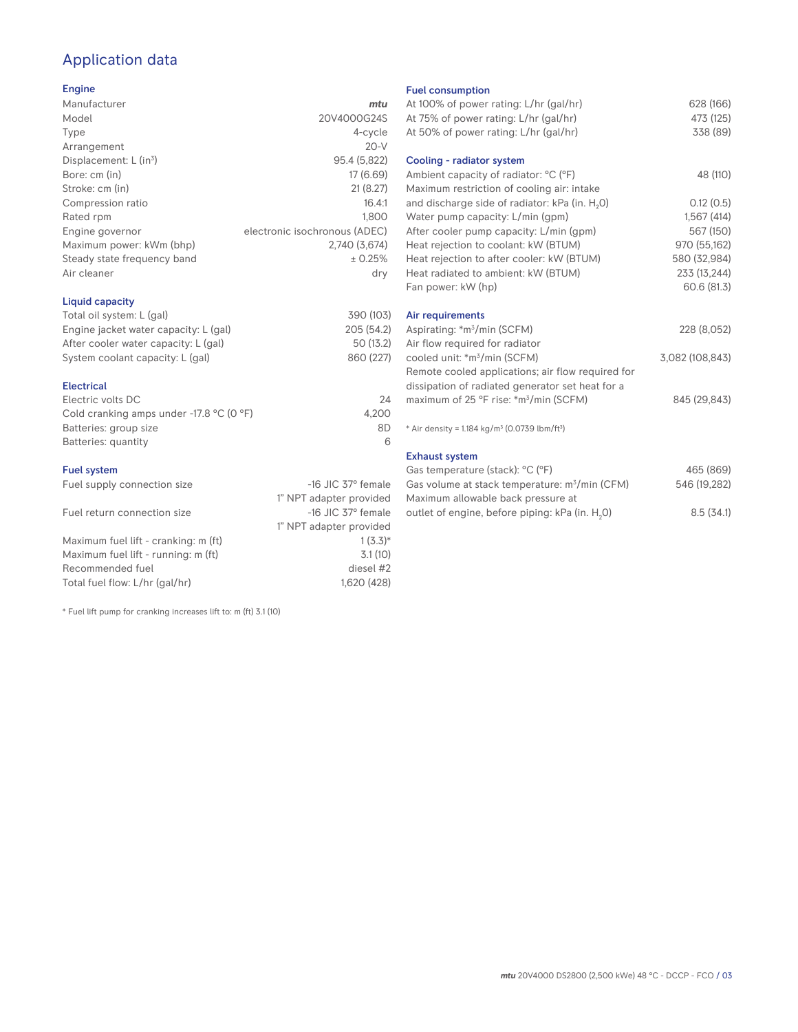# Application data

## Engine

| | |
|---|---|
| Manufacturer | *mtu* |
| Model | 20V4000G24S |
| Type | 4-cycle |
| Arrangement | 20-V |
| Displacement: L ($in^3$) | 95.4 (5,822) |
| Bore: cm (in) | 17 (6.69) |
| Stroke: cm (in) | 21 (8.27) |
| Compression ratio | 16.4:1 |
| Rated rpm | 1,800 |
| Engine governor | electronic isochronous (ADEC) |
| Maximum power: kWm (bhp) | 2,740 (3,674) |
| Steady state frequency band | ± 0.25% |
| Air cleaner | dry |

## Liquid capacity

| | |
|---|---|
| Total oil system: L (gal) | 390 (103) |
| Engine jacket water capacity: L (gal) | 205 (54.2) |
| After cooler water capacity: L (gal) | 50 (13.2) |
| System coolant capacity: L (gal) | 860 (227) |

## Electrical

| | |
|---|---|
| Electric volts DC | 24 |
| Cold cranking amps under -17.8 °C (0 °F) | 4,200 |
| Batteries: group size | 8D |
| Batteries: quantity | 6 |

## Fuel system

| | |
|---|---|
| Fuel supply connection size | -16 JIC 37° female<br>1" NPT adapter provided |
| Fuel return connection size | -16 JIC 37° female<br>1" NPT adapter provided |
| Maximum fuel lift - cranking: m (ft) | 1 (3.3)* |
| Maximum fuel lift - running: m (ft) | 3.1 (10) |
| Recommended fuel | diesel #2 |
| Total fuel flow: L/hr (gal/hr) | 1,620 (428) |

* Fuel lift pump for cranking increases lift to: m (ft) 3.1 (10)

## Fuel consumption

| | |
|---|---|
| At 100% of power rating: L/hr (gal/hr) | 628 (166) |
| At 75% of power rating: L/hr (gal/hr) | 473 (125) |
| At 50% of power rating: L/hr (gal/hr) | 338 (89) |

## Cooling - radiator system

| | |
|---|---|
| Ambient capacity of radiator: °C (°F) | 48 (110) |
| Maximum restriction of cooling air: intake and discharge side of radiator: kPa (in. $H_2O$) | 0.12 (0.5) |
| Water pump capacity: L/min (gpm) | 1,567 (414) |
| After cooler pump capacity: L/min (gpm) | 567 (150) |
| Heat rejection to coolant: kW (BTUM) | 970 (55,162) |
| Heat rejection to after cooler: kW (BTUM) | 580 (32,984) |
| Heat radiated to ambient: kW (BTUM) | 233 (13,244) |
| Fan power: kW (hp) | 60.6 (81.3) |

## Air requirements

| | |
|---|---|
| Aspirating: *$m^3$/min (SCFM) | 228 (8,052) |
| Air flow required for radiator cooled unit: *$m^3$/min (SCFM) | 3,082 (108,843) |
| Remote cooled applications; air flow required for dissipation of radiated generator set heat for a maximum of 25 °F rise: *$m^3$/min (SCFM) | 845 (29,843) |

* Air density = 1.184 kg/$m^3$ (0.0739 lbm/$ft^3$)

## Exhaust system

| | |
|---|---|
| Gas temperature (stack): °C (°F) | 465 (869) |
| Gas volume at stack temperature: $m^3$/min (CFM) | 546 (19,282) |
| Maximum allowable back pressure at outlet of engine, before piping: kPa (in. $H_2O$) | 8.5 (34.1) |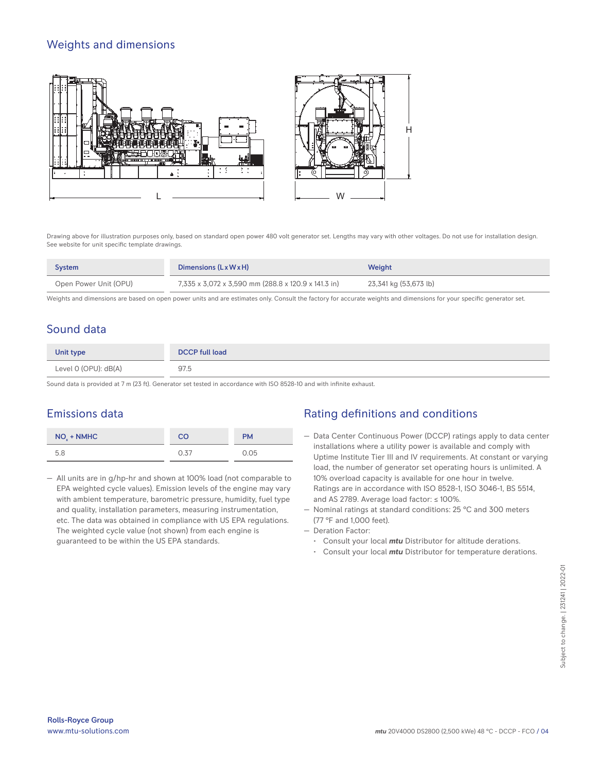## Weights and dimensions

L

W

H

Drawing above for illustration purposes only, based on standard open power 480 volt generator set. Lengths may vary with other voltages. Do not use for installation design. See website for unit specific template drawings.

| System | Dimensions (L x W x H) | Weight |
|---|---|---|
| Open Power Unit (OPU) | 7,335 x 3,072 x 3,590 mm (288.8 x 120.9 x 141.3 in) | 23,341 kg (53,673 lb) |

Weights and dimensions are based on open power units and are estimates only. Consult the factory for accurate weights and dimensions for your specific generator set.

## Sound data

| Unit type | DCCP full load |
|---|---|
| Level 0 (OPU): dB(A) | 97.5 |

Sound data is provided at 7 m (23 ft). Generator set tested in accordance with ISO 8528-10 and with infinite exhaust.

## Emissions data

| $NO_x$ + NMHC | CO | PM |
|---|---|---|
| 5.8 | 0.37 | 0.05 |

- All units are in g/hp-hr and shown at 100% load (not comparable to EPA weighted cycle values). Emission levels of the engine may vary with ambient temperature, barometric pressure, humidity, fuel type and quality, installation parameters, measuring instrumentation, etc. The data was obtained in compliance with US EPA regulations. The weighted cycle value (not shown) from each engine is guaranteed to be within the US EPA standards.

## Rating definitions and conditions

- Data Center Continuous Power (DCCP) ratings apply to data center installations where a utility power is available and comply with Uptime Institute Tier III and IV requirements. At constant or varying load, the number of generator set operating hours is unlimited. A 10% overload capacity is available for one hour in twelve. Ratings are in accordance with ISO 8528-1, ISO 3046-1, BS 5514, and AS 2789. Average load factor: ≤ 100%.
- Nominal ratings at standard conditions: 25 °C and 300 meters (77 °F and 1,000 feet).
- Deration Factor:
  - Consult your local ***mtu*** Distributor for altitude derations.
  - Consult your local ***mtu*** Distributor for temperature derations.

Subject to change. | 231241 | 2022-01

**Rolls-Royce Group**
www.mtu-solutions.com